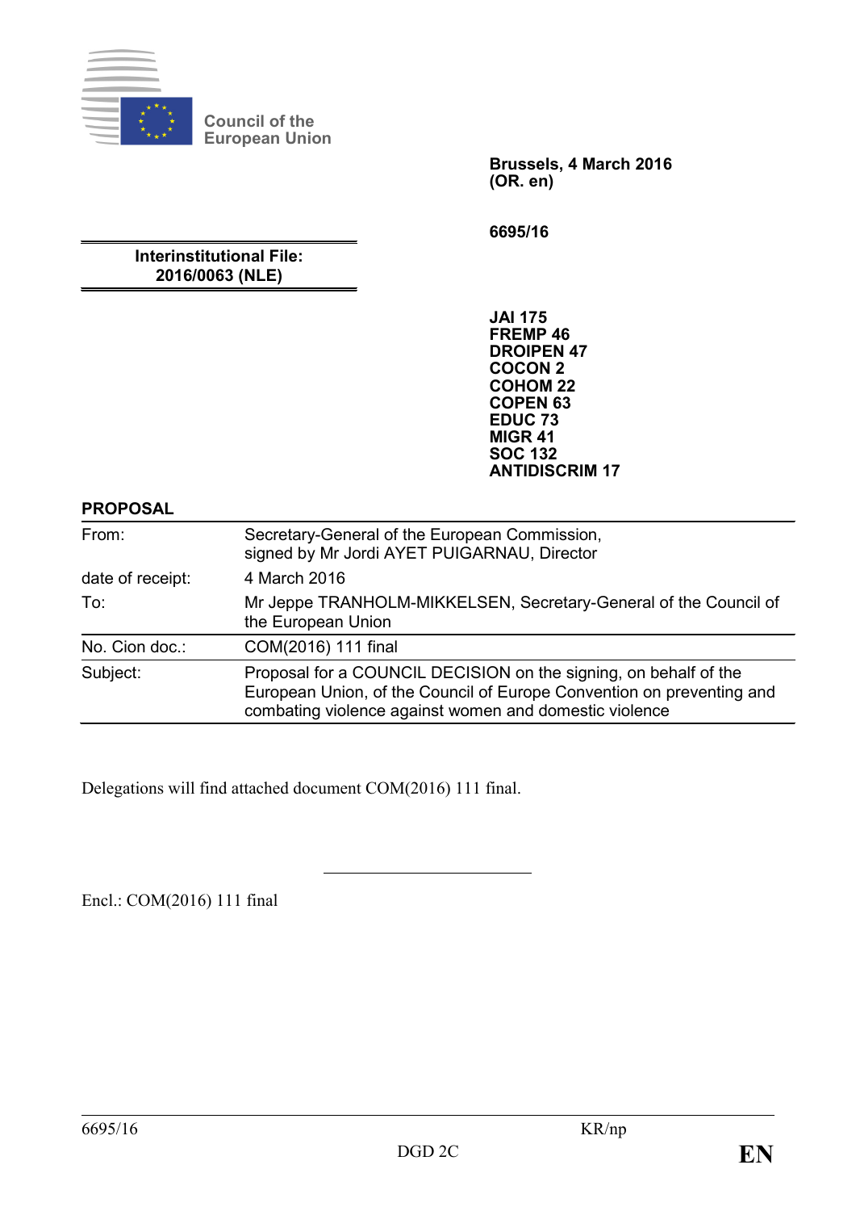Council of the European Union

**Brussels, 4 March 2016**
**(OR. en)**

**6695/16**

**Interinstitutional File:**
**2016/0063 (NLE)**

**JAI 175**
**FREMP 46**
**DROIPEN 47**
**COCON 2**
**COHOM 22**
**COPEN 63**
**EDUC 73**
**MIGR 41**
**SOC 132**
**ANTIDISCRIM 17**

**PROPOSAL**

| | |
|---|---|
| From: | Secretary-General of the European Commission, signed by Mr Jordi AYET PUIGARNAU, Director |
| date of receipt: | 4 March 2016 |
| To: | Mr Jeppe TRANHOLM-MIKKELSEN, Secretary-General of the Council of the European Union |
| No. Cion doc.: | COM(2016) 111 final |
| Subject: | Proposal for a COUNCIL DECISION on the signing, on behalf of the European Union, of the Council of Europe Convention on preventing and combating violence against women and domestic violence |

Delegations will find attached document COM(2016) 111 final.

Encl.: COM(2016) 111 final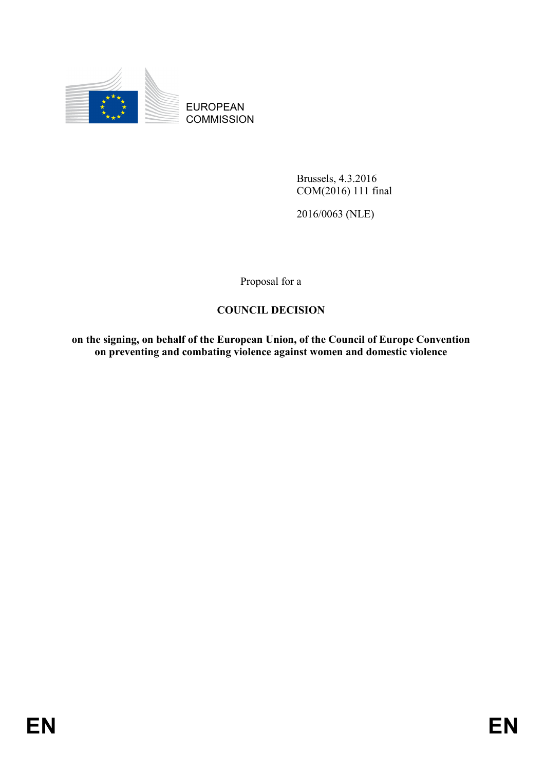EUROPEAN COMMISSION

Brussels, 4.3.2016
COM(2016) 111 final

2016/0063 (NLE)

Proposal for a

**COUNCIL DECISION**

**on the signing, on behalf of the European Union, of the Council of Europe Convention on preventing and combating violence against women and domestic violence**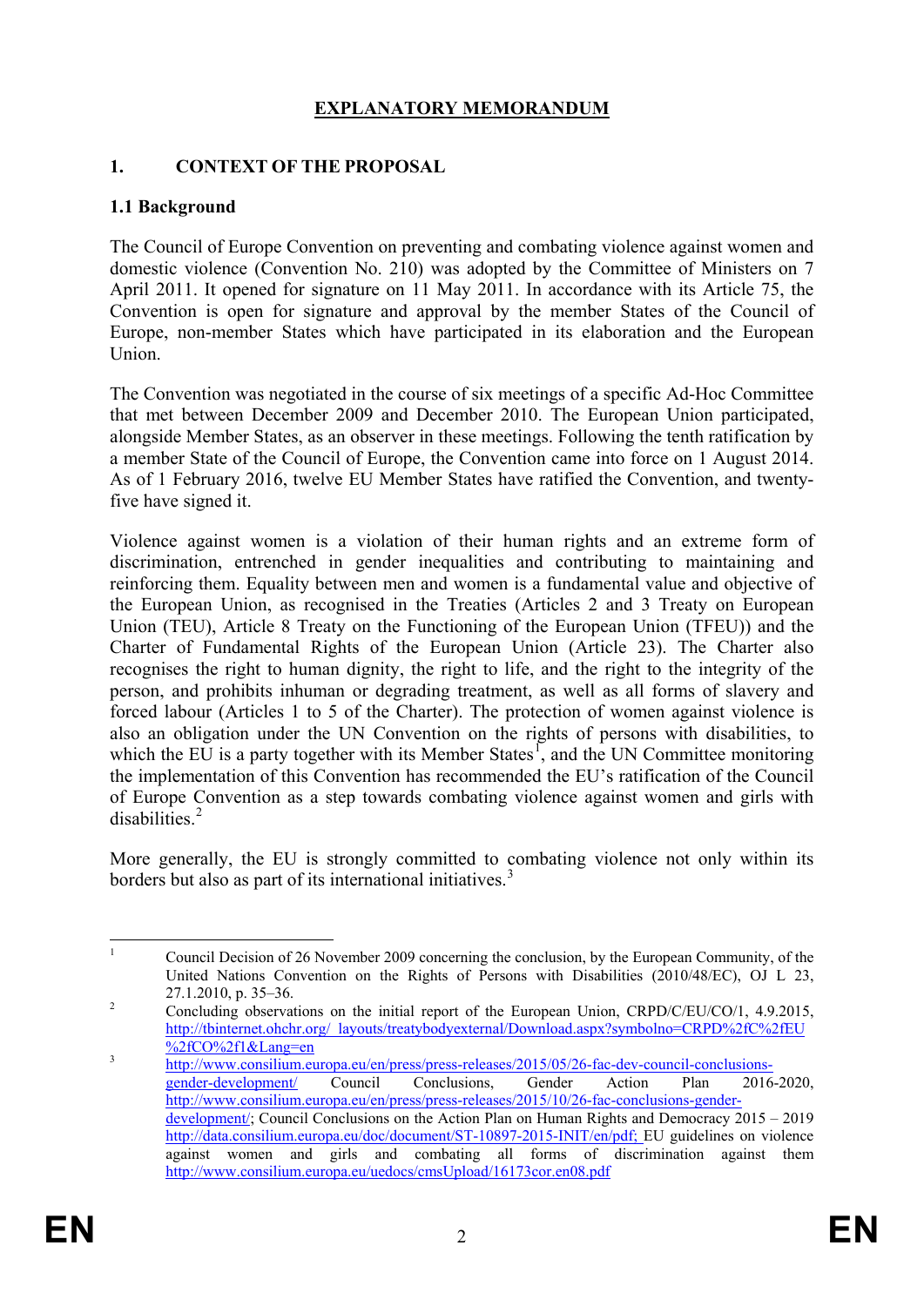## EXPLANATORY MEMORANDUM

### 1. CONTEXT OF THE PROPOSAL

#### 1.1 Background

The Council of Europe Convention on preventing and combating violence against women and domestic violence (Convention No. 210) was adopted by the Committee of Ministers on 7 April 2011. It opened for signature on 11 May 2011. In accordance with its Article 75, the Convention is open for signature and approval by the member States of the Council of Europe, non-member States which have participated in its elaboration and the European Union.

The Convention was negotiated in the course of six meetings of a specific Ad-Hoc Committee that met between December 2009 and December 2010. The European Union participated, alongside Member States, as an observer in these meetings. Following the tenth ratification by a member State of the Council of Europe, the Convention came into force on 1 August 2014. As of 1 February 2016, twelve EU Member States have ratified the Convention, and twenty-five have signed it.

Violence against women is a violation of their human rights and an extreme form of discrimination, entrenched in gender inequalities and contributing to maintaining and reinforcing them. Equality between men and women is a fundamental value and objective of the European Union, as recognised in the Treaties (Articles 2 and 3 Treaty on European Union (TEU), Article 8 Treaty on the Functioning of the European Union (TFEU)) and the Charter of Fundamental Rights of the European Union (Article 23). The Charter also recognises the right to human dignity, the right to life, and the right to the integrity of the person, and prohibits inhuman or degrading treatment, as well as all forms of slavery and forced labour (Articles 1 to 5 of the Charter). The protection of women against violence is also an obligation under the UN Convention on the rights of persons with disabilities, to which the EU is a party together with its Member States[1], and the UN Committee monitoring the implementation of this Convention has recommended the EU's ratification of the Council of Europe Convention as a step towards combating violence against women and girls with disabilities.[2]

More generally, the EU is strongly committed to combating violence not only within its borders but also as part of its international initiatives.[3]

---

[1] Council Decision of 26 November 2009 concerning the conclusion, by the European Community, of the United Nations Convention on the Rights of Persons with Disabilities (2010/48/EC), OJ L 23, 27.1.2010, p. 35–36.

[2] Concluding observations on the initial report of the European Union, CRPD/C/EU/CO/1, 4.9.2015, http://tbinternet.ohchr.org/_layouts/treatybodyexternal/Download.aspx?symbolno=CRPD%2fC%2fEU%2fCO%2f1&Lang=en

[3] http://www.consilium.europa.eu/en/press/press-releases/2015/05/26-fac-dev-council-conclusions-gender-development/ Council Conclusions, Gender Action Plan 2016-2020, http://www.consilium.europa.eu/en/press/press-releases/2015/10/26-fac-conclusions-gender-development/; Council Conclusions on the Action Plan on Human Rights and Democracy 2015 – 2019 http://data.consilium.europa.eu/doc/document/ST-10897-2015-INIT/en/pdf; EU guidelines on violence against women and girls and combating all forms of discrimination against them http://www.consilium.europa.eu/uedocs/cmsUpload/16173cor.en08.pdf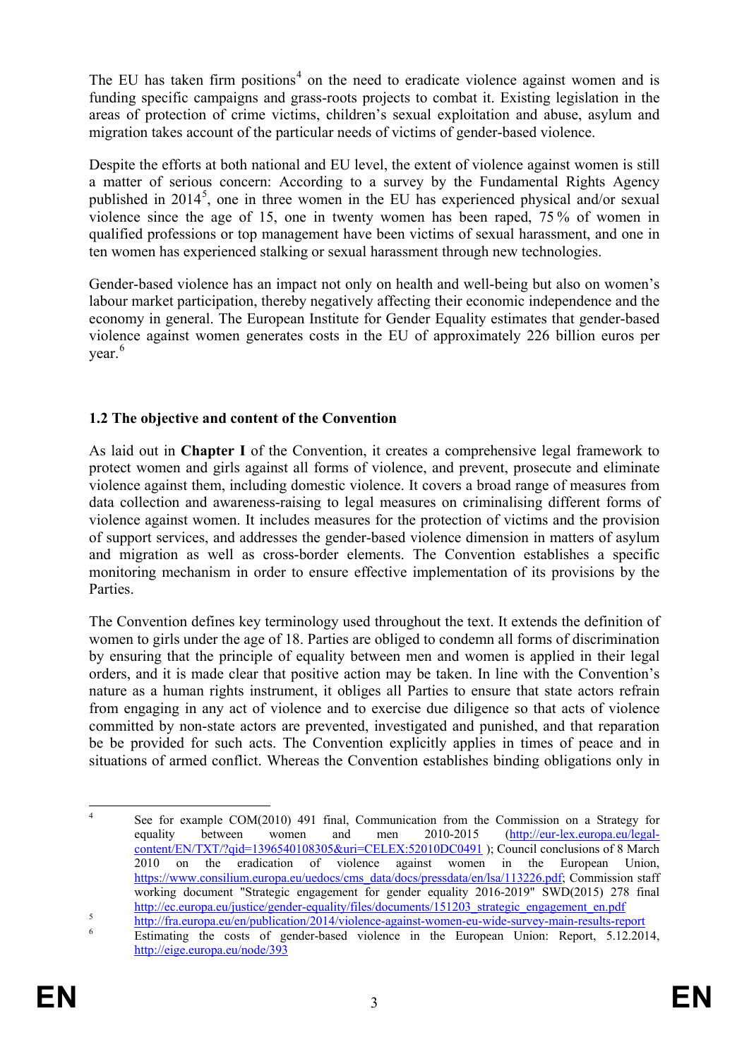The EU has taken firm positions[4] on the need to eradicate violence against women and is funding specific campaigns and grass-roots projects to combat it. Existing legislation in the areas of protection of crime victims, children's sexual exploitation and abuse, asylum and migration takes account of the particular needs of victims of gender-based violence.

Despite the efforts at both national and EU level, the extent of violence against women is still a matter of serious concern: According to a survey by the Fundamental Rights Agency published in 2014[5], one in three women in the EU has experienced physical and/or sexual violence since the age of 15, one in twenty women has been raped, 75 % of women in qualified professions or top management have been victims of sexual harassment, and one in ten women has experienced stalking or sexual harassment through new technologies.

Gender-based violence has an impact not only on health and well-being but also on women's labour market participation, thereby negatively affecting their economic independence and the economy in general. The European Institute for Gender Equality estimates that gender-based violence against women generates costs in the EU of approximately 226 billion euros per year.[6]

### 1.2 The objective and content of the Convention

As laid out in **Chapter I** of the Convention, it creates a comprehensive legal framework to protect women and girls against all forms of violence, and prevent, prosecute and eliminate violence against them, including domestic violence. It covers a broad range of measures from data collection and awareness-raising to legal measures on criminalising different forms of violence against women. It includes measures for the protection of victims and the provision of support services, and addresses the gender-based violence dimension in matters of asylum and migration as well as cross-border elements. The Convention establishes a specific monitoring mechanism in order to ensure effective implementation of its provisions by the Parties.

The Convention defines key terminology used throughout the text. It extends the definition of women to girls under the age of 18. Parties are obliged to condemn all forms of discrimination by ensuring that the principle of equality between men and women is applied in their legal orders, and it is made clear that positive action may be taken. In line with the Convention's nature as a human rights instrument, it obliges all Parties to ensure that state actors refrain from engaging in any act of violence and to exercise due diligence so that acts of violence committed by non-state actors are prevented, investigated and punished, and that reparation be be provided for such acts. The Convention explicitly applies in times of peace and in situations of armed conflict. Whereas the Convention establishes binding obligations only in

---

[4] See for example COM(2010) 491 final, Communication from the Commission on a Strategy for equality between women and men 2010-2015 (http://eur-lex.europa.eu/legal-content/EN/TXT/?qid=1396540108305&uri=CELEX:52010DC0491 ); Council conclusions of 8 March 2010 on the eradication of violence against women in the European Union, https://www.consilium.europa.eu/uedocs/cms_data/docs/pressdata/en/lsa/113226.pdf; Commission staff working document "Strategic engagement for gender equality 2016-2019" SWD(2015) 278 final http://ec.europa.eu/justice/gender-equality/files/documents/151203_strategic_engagement_en.pdf

[5] http://fra.europa.eu/en/publication/2014/violence-against-women-eu-wide-survey-main-results-report

[6] Estimating the costs of gender-based violence in the European Union: Report, 5.12.2014, http://eige.europa.eu/node/393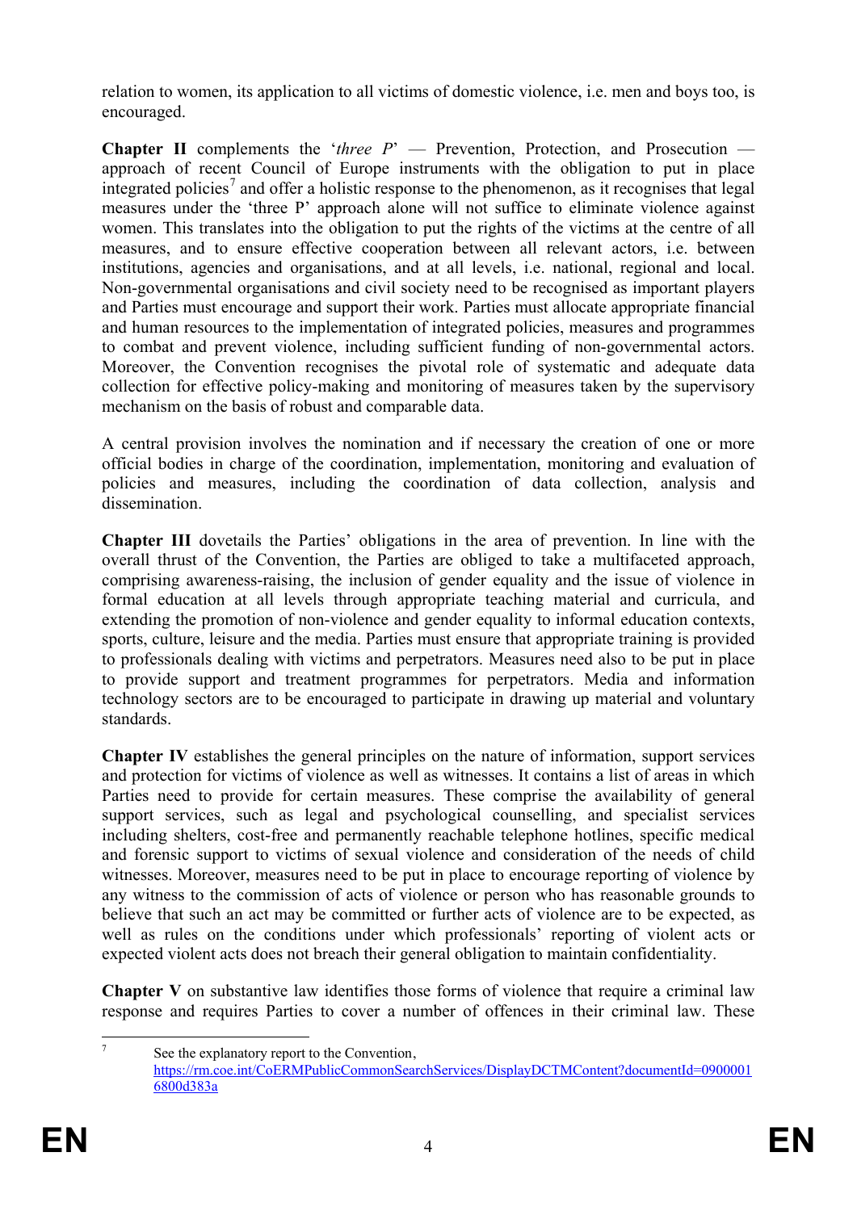relation to women, its application to all victims of domestic violence, i.e. men and boys too, is encouraged.

**Chapter II** complements the '*three P*' — Prevention, Protection, and Prosecution — approach of recent Council of Europe instruments with the obligation to put in place integrated policies[7] and offer a holistic response to the phenomenon, as it recognises that legal measures under the 'three P' approach alone will not suffice to eliminate violence against women. This translates into the obligation to put the rights of the victims at the centre of all measures, and to ensure effective cooperation between all relevant actors, i.e. between institutions, agencies and organisations, and at all levels, i.e. national, regional and local. Non-governmental organisations and civil society need to be recognised as important players and Parties must encourage and support their work. Parties must allocate appropriate financial and human resources to the implementation of integrated policies, measures and programmes to combat and prevent violence, including sufficient funding of non-governmental actors. Moreover, the Convention recognises the pivotal role of systematic and adequate data collection for effective policy-making and monitoring of measures taken by the supervisory mechanism on the basis of robust and comparable data.

A central provision involves the nomination and if necessary the creation of one or more official bodies in charge of the coordination, implementation, monitoring and evaluation of policies and measures, including the coordination of data collection, analysis and dissemination.

**Chapter III** dovetails the Parties' obligations in the area of prevention. In line with the overall thrust of the Convention, the Parties are obliged to take a multifaceted approach, comprising awareness-raising, the inclusion of gender equality and the issue of violence in formal education at all levels through appropriate teaching material and curricula, and extending the promotion of non-violence and gender equality to informal education contexts, sports, culture, leisure and the media. Parties must ensure that appropriate training is provided to professionals dealing with victims and perpetrators. Measures need also to be put in place to provide support and treatment programmes for perpetrators. Media and information technology sectors are to be encouraged to participate in drawing up material and voluntary standards.

**Chapter IV** establishes the general principles on the nature of information, support services and protection for victims of violence as well as witnesses. It contains a list of areas in which Parties need to provide for certain measures. These comprise the availability of general support services, such as legal and psychological counselling, and specialist services including shelters, cost-free and permanently reachable telephone hotlines, specific medical and forensic support to victims of sexual violence and consideration of the needs of child witnesses. Moreover, measures need to be put in place to encourage reporting of violence by any witness to the commission of acts of violence or person who has reasonable grounds to believe that such an act may be committed or further acts of violence are to be expected, as well as rules on the conditions under which professionals' reporting of violent acts or expected violent acts does not breach their general obligation to maintain confidentiality.

**Chapter V** on substantive law identifies those forms of violence that require a criminal law response and requires Parties to cover a number of offences in their criminal law. These

---

[7] See the explanatory report to the Convention, https://rm.coe.int/CoERMPublicCommonSearchServices/DisplayDCTMContent?documentId=09000016800d383a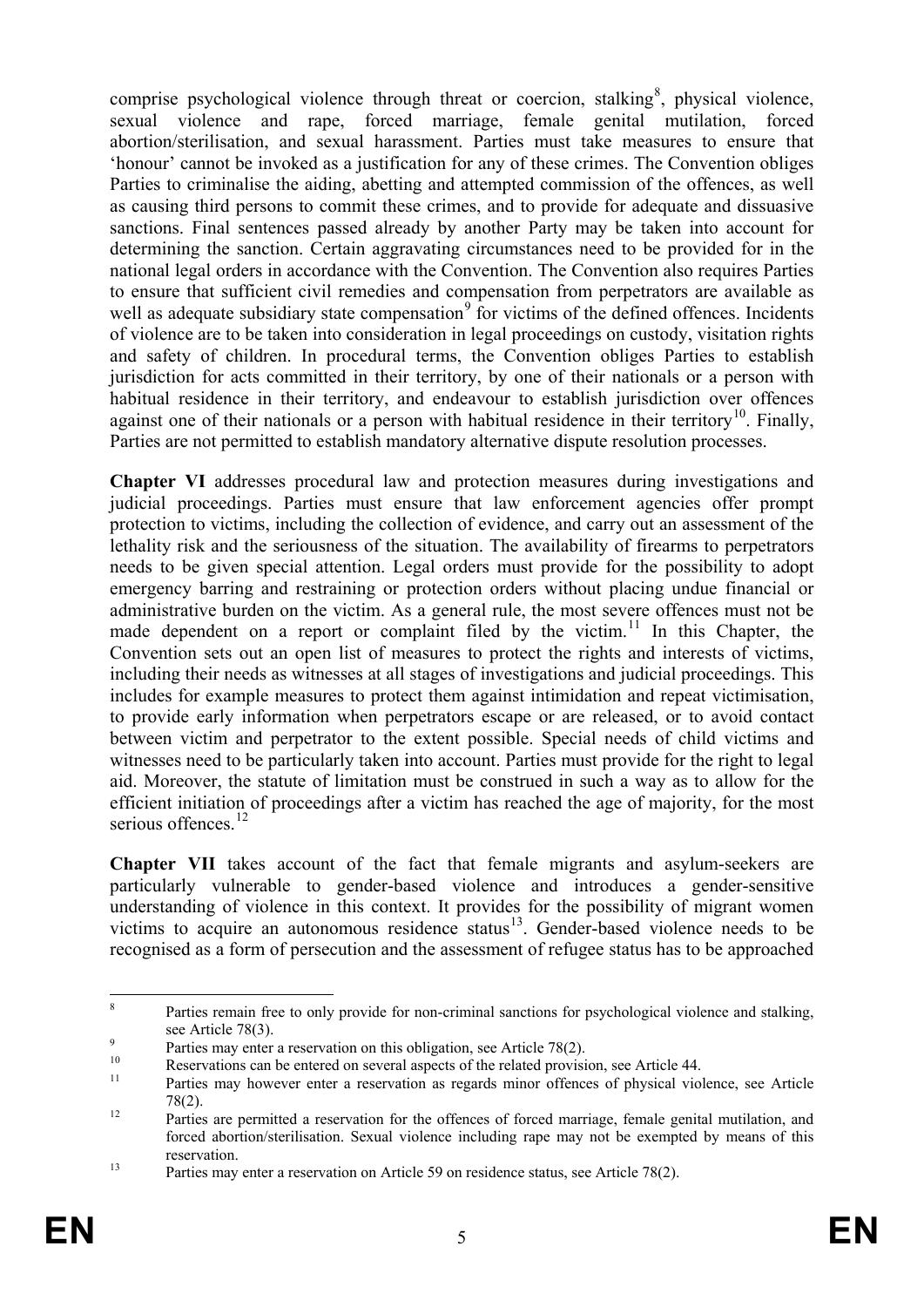comprise psychological violence through threat or coercion, stalking[8], physical violence, sexual violence and rape, forced marriage, female genital mutilation, forced abortion/sterilisation, and sexual harassment. Parties must take measures to ensure that 'honour' cannot be invoked as a justification for any of these crimes. The Convention obliges Parties to criminalise the aiding, abetting and attempted commission of the offences, as well as causing third persons to commit these crimes, and to provide for adequate and dissuasive sanctions. Final sentences passed already by another Party may be taken into account for determining the sanction. Certain aggravating circumstances need to be provided for in the national legal orders in accordance with the Convention. The Convention also requires Parties to ensure that sufficient civil remedies and compensation from perpetrators are available as well as adequate subsidiary state compensation[9] for victims of the defined offences. Incidents of violence are to be taken into consideration in legal proceedings on custody, visitation rights and safety of children. In procedural terms, the Convention obliges Parties to establish jurisdiction for acts committed in their territory, by one of their nationals or a person with habitual residence in their territory, and endeavour to establish jurisdiction over offences against one of their nationals or a person with habitual residence in their territory[10]. Finally, Parties are not permitted to establish mandatory alternative dispute resolution processes.

**Chapter VI** addresses procedural law and protection measures during investigations and judicial proceedings. Parties must ensure that law enforcement agencies offer prompt protection to victims, including the collection of evidence, and carry out an assessment of the lethality risk and the seriousness of the situation. The availability of firearms to perpetrators needs to be given special attention. Legal orders must provide for the possibility to adopt emergency barring and restraining or protection orders without placing undue financial or administrative burden on the victim. As a general rule, the most severe offences must not be made dependent on a report or complaint filed by the victim.[11] In this Chapter, the Convention sets out an open list of measures to protect the rights and interests of victims, including their needs as witnesses at all stages of investigations and judicial proceedings. This includes for example measures to protect them against intimidation and repeat victimisation, to provide early information when perpetrators escape or are released, or to avoid contact between victim and perpetrator to the extent possible. Special needs of child victims and witnesses need to be particularly taken into account. Parties must provide for the right to legal aid. Moreover, the statute of limitation must be construed in such a way as to allow for the efficient initiation of proceedings after a victim has reached the age of majority, for the most serious offences.[12]

**Chapter VII** takes account of the fact that female migrants and asylum-seekers are particularly vulnerable to gender-based violence and introduces a gender-sensitive understanding of violence in this context. It provides for the possibility of migrant women victims to acquire an autonomous residence status[13]. Gender-based violence needs to be recognised as a form of persecution and the assessment of refugee status has to be approached

---

[8] Parties remain free to only provide for non-criminal sanctions for psychological violence and stalking, see Article 78(3).

[9] Parties may enter a reservation on this obligation, see Article 78(2).

[10] Reservations can be entered on several aspects of the related provision, see Article 44.

[11] Parties may however enter a reservation as regards minor offences of physical violence, see Article 78(2).

[12] Parties are permitted a reservation for the offences of forced marriage, female genital mutilation, and forced abortion/sterilisation. Sexual violence including rape may not be exempted by means of this reservation.

[13] Parties may enter a reservation on Article 59 on residence status, see Article 78(2).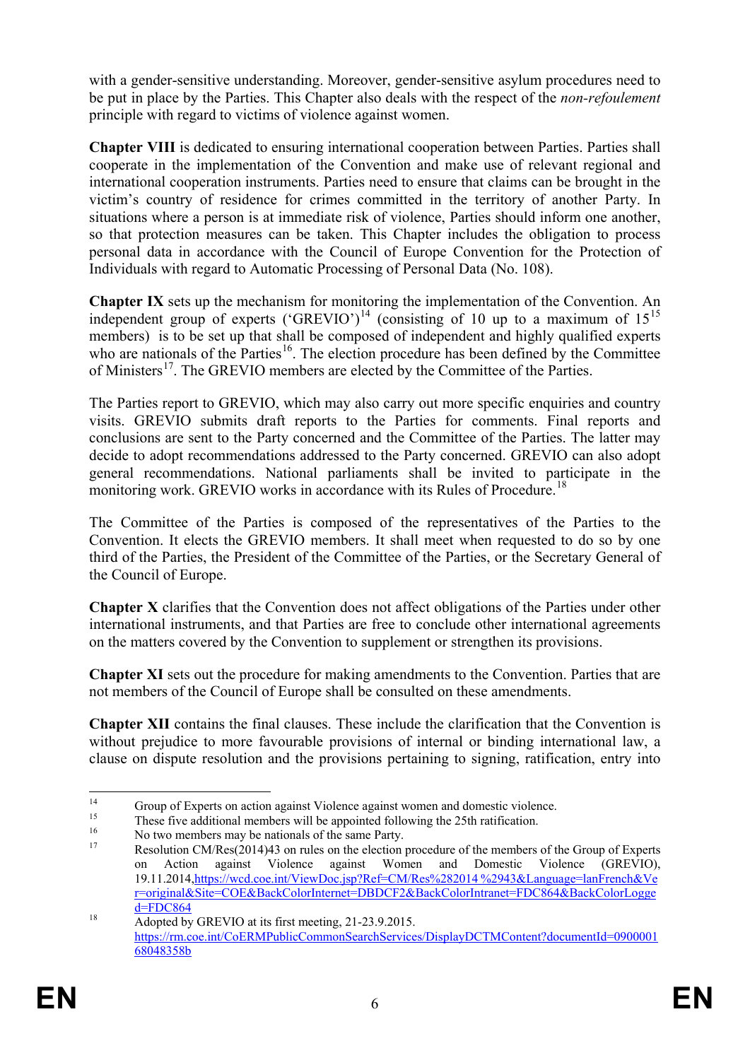with a gender-sensitive understanding. Moreover, gender-sensitive asylum procedures need to be put in place by the Parties. This Chapter also deals with the respect of the *non-refoulement* principle with regard to victims of violence against women.

**Chapter VIII** is dedicated to ensuring international cooperation between Parties. Parties shall cooperate in the implementation of the Convention and make use of relevant regional and international cooperation instruments. Parties need to ensure that claims can be brought in the victim's country of residence for crimes committed in the territory of another Party. In situations where a person is at immediate risk of violence, Parties should inform one another, so that protection measures can be taken. This Chapter includes the obligation to process personal data in accordance with the Council of Europe Convention for the Protection of Individuals with regard to Automatic Processing of Personal Data (No. 108).

**Chapter IX** sets up the mechanism for monitoring the implementation of the Convention. An independent group of experts ('GREVIO')[14] (consisting of 10 up to a maximum of 15[15] members) is to be set up that shall be composed of independent and highly qualified experts who are nationals of the Parties[16]. The election procedure has been defined by the Committee of Ministers[17]. The GREVIO members are elected by the Committee of the Parties.

The Parties report to GREVIO, which may also carry out more specific enquiries and country visits. GREVIO submits draft reports to the Parties for comments. Final reports and conclusions are sent to the Party concerned and the Committee of the Parties. The latter may decide to adopt recommendations addressed to the Party concerned. GREVIO can also adopt general recommendations. National parliaments shall be invited to participate in the monitoring work. GREVIO works in accordance with its Rules of Procedure.[18]

The Committee of the Parties is composed of the representatives of the Parties to the Convention. It elects the GREVIO members. It shall meet when requested to do so by one third of the Parties, the President of the Committee of the Parties, or the Secretary General of the Council of Europe.

**Chapter X** clarifies that the Convention does not affect obligations of the Parties under other international instruments, and that Parties are free to conclude other international agreements on the matters covered by the Convention to supplement or strengthen its provisions.

**Chapter XI** sets out the procedure for making amendments to the Convention. Parties that are not members of the Council of Europe shall be consulted on these amendments.

**Chapter XII** contains the final clauses. These include the clarification that the Convention is without prejudice to more favourable provisions of internal or binding international law, a clause on dispute resolution and the provisions pertaining to signing, ratification, entry into

---

[14] Group of Experts on action against Violence against women and domestic violence.

[15] These five additional members will be appointed following the 25th ratification.

[16] No two members may be nationals of the same Party.

[17] Resolution CM/Res(2014)43 on rules on the election procedure of the members of the Group of Experts on Action against Violence against Women and Domestic Violence (GREVIO), 19.11.2014, https://wcd.coe.int/ViewDoc.jsp?Ref=CM/Res%282014 %2943&Language=lanFrench&Ver=original&Site=COE&BackColorInternet=DBDCF2&BackColorIntranet=FDC864&BackColorLogged=FDC864

[18] Adopted by GREVIO at its first meeting, 21-23.9.2015. https://rm.coe.int/CoERMPublicCommonSearchServices/DisplayDCTMContent?documentId=090000168048358b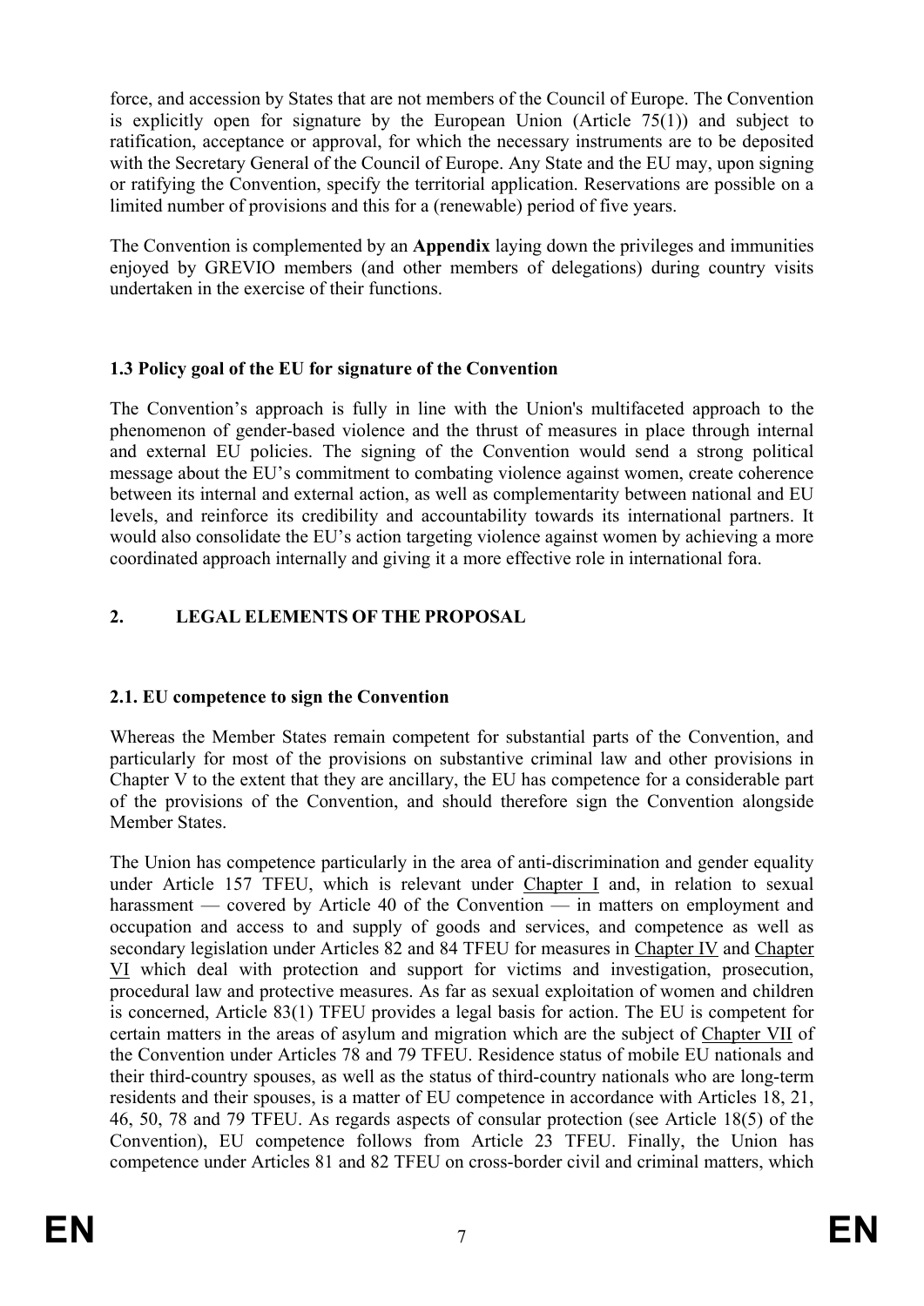force, and accession by States that are not members of the Council of Europe. The Convention is explicitly open for signature by the European Union (Article 75(1)) and subject to ratification, acceptance or approval, for which the necessary instruments are to be deposited with the Secretary General of the Council of Europe. Any State and the EU may, upon signing or ratifying the Convention, specify the territorial application. Reservations are possible on a limited number of provisions and this for a (renewable) period of five years.

The Convention is complemented by an **Appendix** laying down the privileges and immunities enjoyed by GREVIO members (and other members of delegations) during country visits undertaken in the exercise of their functions.

### 1.3 Policy goal of the EU for signature of the Convention

The Convention's approach is fully in line with the Union's multifaceted approach to the phenomenon of gender-based violence and the thrust of measures in place through internal and external EU policies. The signing of the Convention would send a strong political message about the EU's commitment to combating violence against women, create coherence between its internal and external action, as well as complementarity between national and EU levels, and reinforce its credibility and accountability towards its international partners. It would also consolidate the EU's action targeting violence against women by achieving a more coordinated approach internally and giving it a more effective role in international fora.

## 2. LEGAL ELEMENTS OF THE PROPOSAL

### 2.1. EU competence to sign the Convention

Whereas the Member States remain competent for substantial parts of the Convention, and particularly for most of the provisions on substantive criminal law and other provisions in Chapter V to the extent that they are ancillary, the EU has competence for a considerable part of the provisions of the Convention, and should therefore sign the Convention alongside Member States.

The Union has competence particularly in the area of anti-discrimination and gender equality under Article 157 TFEU, which is relevant under Chapter I and, in relation to sexual harassment — covered by Article 40 of the Convention — in matters on employment and occupation and access to and supply of goods and services, and competence as well as secondary legislation under Articles 82 and 84 TFEU for measures in Chapter IV and Chapter VI which deal with protection and support for victims and investigation, prosecution, procedural law and protective measures. As far as sexual exploitation of women and children is concerned, Article 83(1) TFEU provides a legal basis for action. The EU is competent for certain matters in the areas of asylum and migration which are the subject of Chapter VII of the Convention under Articles 78 and 79 TFEU. Residence status of mobile EU nationals and their third-country spouses, as well as the status of third-country nationals who are long-term residents and their spouses, is a matter of EU competence in accordance with Articles 18, 21, 46, 50, 78 and 79 TFEU. As regards aspects of consular protection (see Article 18(5) of the Convention), EU competence follows from Article 23 TFEU. Finally, the Union has competence under Articles 81 and 82 TFEU on cross-border civil and criminal matters, which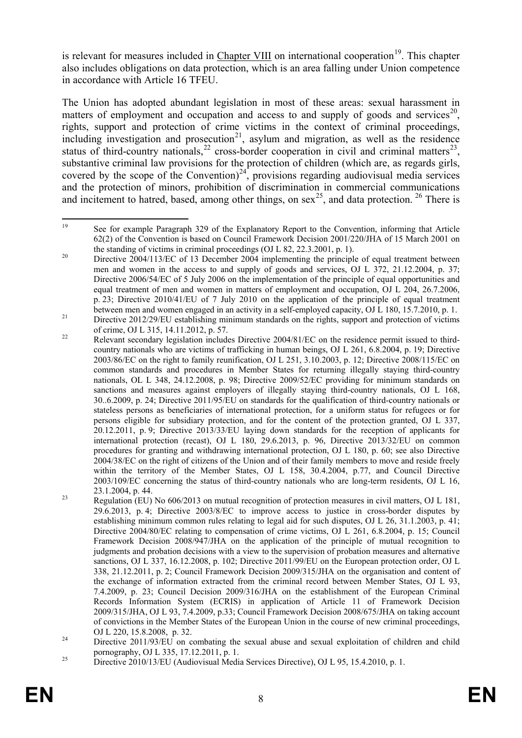is relevant for measures included in Chapter VIII on international cooperation[19]. This chapter also includes obligations on data protection, which is an area falling under Union competence in accordance with Article 16 TFEU.

The Union has adopted abundant legislation in most of these areas: sexual harassment in matters of employment and occupation and access to and supply of goods and services[20], rights, support and protection of crime victims in the context of criminal proceedings, including investigation and prosecution[21], asylum and migration, as well as the residence status of third-country nationals,[22] cross-border cooperation in civil and criminal matters[23], substantive criminal law provisions for the protection of children (which are, as regards girls, covered by the scope of the Convention)[24], provisions regarding audiovisual media services and the protection of minors, prohibition of discrimination in commercial communications and incitement to hatred, based, among other things, on sex[25], and data protection. [26] There is

---

[19] See for example Paragraph 329 of the Explanatory Report to the Convention, informing that Article 62(2) of the Convention is based on Council Framework Decision 2001/220/JHA of 15 March 2001 on the standing of victims in criminal proceedings (OJ L 82, 22.3.2001, p. 1).

[20] Directive 2004/113/EC of 13 December 2004 implementing the principle of equal treatment between men and women in the access to and supply of goods and services, OJ L 372, 21.12.2004, p. 37; Directive 2006/54/EC of 5 July 2006 on the implementation of the principle of equal opportunities and equal treatment of men and women in matters of employment and occupation, OJ L 204, 26.7.2006, p. 23; Directive 2010/41/EU of 7 July 2010 on the application of the principle of equal treatment between men and women engaged in an activity in a self-employed capacity, OJ L 180, 15.7.2010, p. 1.

[21] Directive 2012/29/EU establishing minimum standards on the rights, support and protection of victims of crime, OJ L 315, 14.11.2012, p. 57.

[22] Relevant secondary legislation includes Directive 2004/81/EC on the residence permit issued to third-country nationals who are victims of trafficking in human beings, OJ L 261, 6.8.2004, p. 19; Directive 2003/86/EC on the right to family reunification, OJ L 251, 3.10.2003, p. 12; Directive 2008/115/EC on common standards and procedures in Member States for returning illegally staying third-country nationals, OL L 348, 24.12.2008, p. 98; Directive 2009/52/EC providing for minimum standards on sanctions and measures against employers of illegally staying third-country nationals, OJ L 168, 30..6.2009, p. 24; Directive 2011/95/EU on standards for the qualification of third-country nationals or stateless persons as beneficiaries of international protection, for a uniform status for refugees or for persons eligible for subsidiary protection, and for the content of the protection granted, OJ L 337, 20.12.2011, p. 9; Directive 2013/33/EU laying down standards for the reception of applicants for international protection (recast), OJ L 180, 29.6.2013, p. 96, Directive 2013/32/EU on common procedures for granting and withdrawing international protection, OJ L 180, p. 60; see also Directive 2004/38/EC on the right of citizens of the Union and of their family members to move and reside freely within the territory of the Member States, OJ L 158, 30.4.2004, p.77, and Council Directive 2003/109/EC concerning the status of third-country nationals who are long-term residents, OJ L 16, 23.1.2004, p. 44.

[23] Regulation (EU) No 606/2013 on mutual recognition of protection measures in civil matters, OJ L 181, 29.6.2013, p. 4; Directive 2003/8/EC to improve access to justice in cross-border disputes by establishing minimum common rules relating to legal aid for such disputes, OJ L 26, 31.1.2003, p. 41; Directive 2004/80/EC relating to compensation of crime victims, OJ L 261, 6.8.2004, p. 15; Council Framework Decision 2008/947/JHA on the application of the principle of mutual recognition to judgments and probation decisions with a view to the supervision of probation measures and alternative sanctions, OJ L 337, 16.12.2008, p. 102; Directive 2011/99/EU on the European protection order, OJ L 338, 21.12.2011, p. 2; Council Framework Decision 2009/315/JHA on the organisation and content of the exchange of information extracted from the criminal record between Member States, OJ L 93, 7.4.2009, p. 23; Council Decision 2009/316/JHA on the establishment of the European Criminal Records Information System (ECRIS) in application of Article 11 of Framework Decision 2009/315/JHA, OJ L 93, 7.4.2009, p.33; Council Framework Decision 2008/675/JHA on taking account of convictions in the Member States of the European Union in the course of new criminal proceedings, OJ L 220, 15.8.2008, p. 32.

[24] Directive 2011/93/EU on combating the sexual abuse and sexual exploitation of children and child pornography, OJ L 335, 17.12.2011, p. 1.

[25] Directive 2010/13/EU (Audiovisual Media Services Directive), OJ L 95, 15.4.2010, p. 1.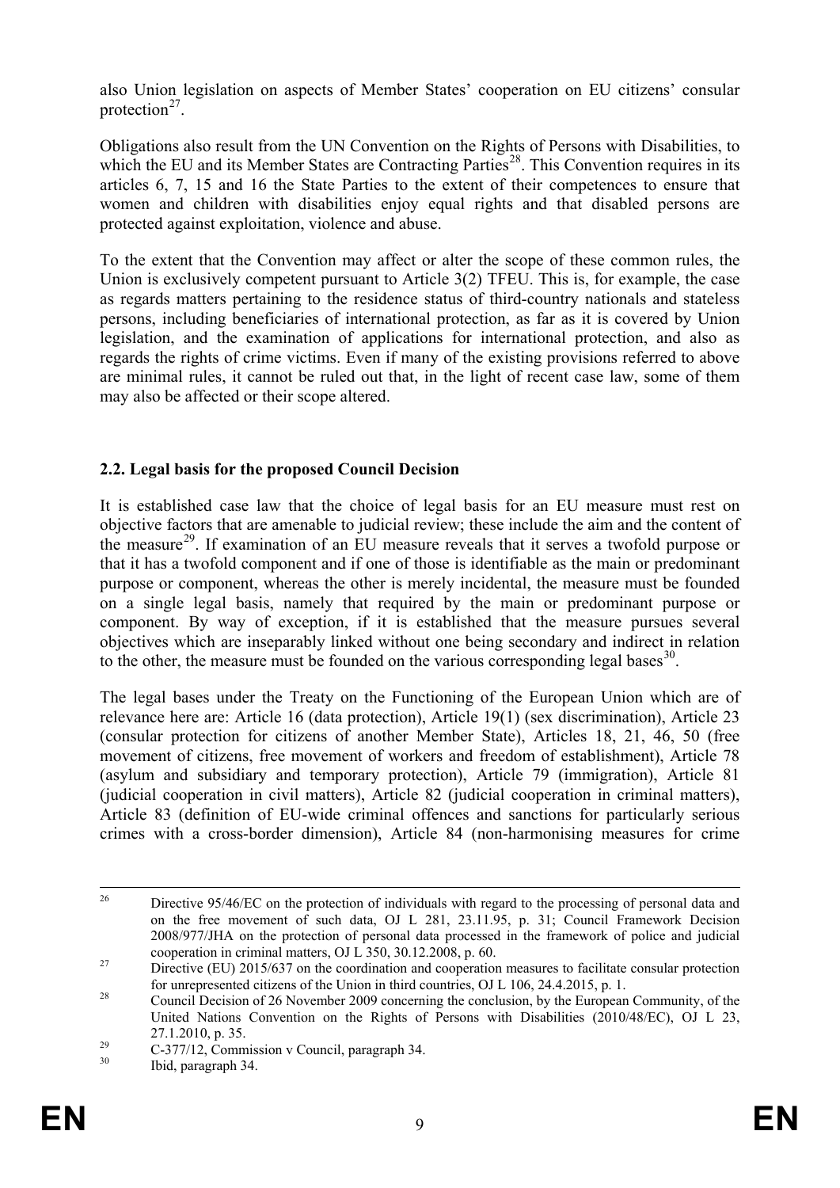also Union legislation on aspects of Member States' cooperation on EU citizens' consular protection[27].

Obligations also result from the UN Convention on the Rights of Persons with Disabilities, to which the EU and its Member States are Contracting Parties[28]. This Convention requires in its articles 6, 7, 15 and 16 the State Parties to the extent of their competences to ensure that women and children with disabilities enjoy equal rights and that disabled persons are protected against exploitation, violence and abuse.

To the extent that the Convention may affect or alter the scope of these common rules, the Union is exclusively competent pursuant to Article 3(2) TFEU. This is, for example, the case as regards matters pertaining to the residence status of third-country nationals and stateless persons, including beneficiaries of international protection, as far as it is covered by Union legislation, and the examination of applications for international protection, and also as regards the rights of crime victims. Even if many of the existing provisions referred to above are minimal rules, it cannot be ruled out that, in the light of recent case law, some of them may also be affected or their scope altered.

## 2.2. Legal basis for the proposed Council Decision

It is established case law that the choice of legal basis for an EU measure must rest on objective factors that are amenable to judicial review; these include the aim and the content of the measure[29]. If examination of an EU measure reveals that it serves a twofold purpose or that it has a twofold component and if one of those is identifiable as the main or predominant purpose or component, whereas the other is merely incidental, the measure must be founded on a single legal basis, namely that required by the main or predominant purpose or component. By way of exception, if it is established that the measure pursues several objectives which are inseparably linked without one being secondary and indirect in relation to the other, the measure must be founded on the various corresponding legal bases[30].

The legal bases under the Treaty on the Functioning of the European Union which are of relevance here are: Article 16 (data protection), Article 19(1) (sex discrimination), Article 23 (consular protection for citizens of another Member State), Articles 18, 21, 46, 50 (free movement of citizens, free movement of workers and freedom of establishment), Article 78 (asylum and subsidiary and temporary protection), Article 79 (immigration), Article 81 (judicial cooperation in civil matters), Article 82 (judicial cooperation in criminal matters), Article 83 (definition of EU-wide criminal offences and sanctions for particularly serious crimes with a cross-border dimension), Article 84 (non-harmonising measures for crime

---

[26] Directive 95/46/EC on the protection of individuals with regard to the processing of personal data and on the free movement of such data, OJ L 281, 23.11.95, p. 31; Council Framework Decision 2008/977/JHA on the protection of personal data processed in the framework of police and judicial cooperation in criminal matters, OJ L 350, 30.12.2008, p. 60.

[27] Directive (EU) 2015/637 on the coordination and cooperation measures to facilitate consular protection for unrepresented citizens of the Union in third countries, OJ L 106, 24.4.2015, p. 1.

[28] Council Decision of 26 November 2009 concerning the conclusion, by the European Community, of the United Nations Convention on the Rights of Persons with Disabilities (2010/48/EC), OJ L 23, 27.1.2010, p. 35.

[29] C-377/12, Commission v Council, paragraph 34.

[30] Ibid, paragraph 34.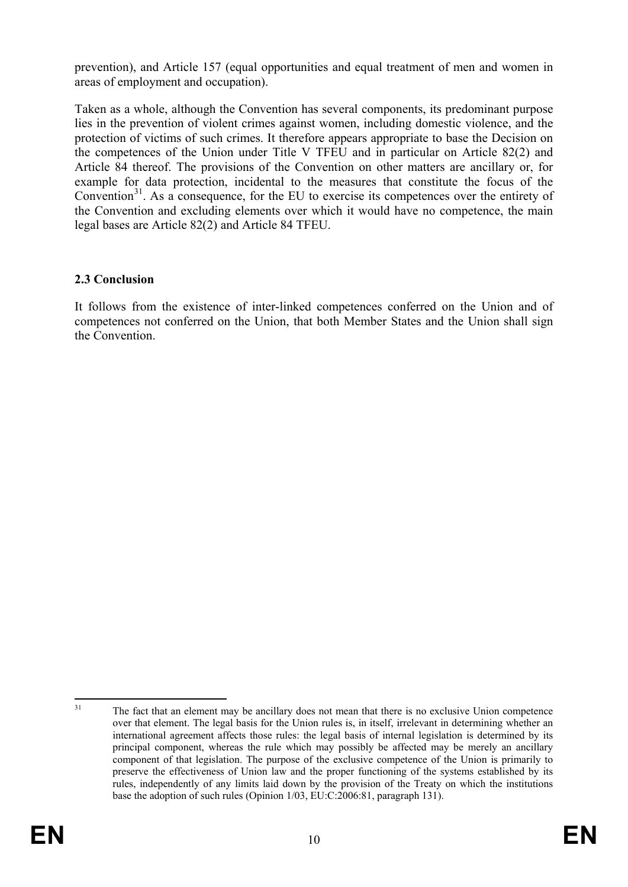prevention), and Article 157 (equal opportunities and equal treatment of men and women in areas of employment and occupation).

Taken as a whole, although the Convention has several components, its predominant purpose lies in the prevention of violent crimes against women, including domestic violence, and the protection of victims of such crimes. It therefore appears appropriate to base the Decision on the competences of the Union under Title V TFEU and in particular on Article 82(2) and Article 84 thereof. The provisions of the Convention on other matters are ancillary or, for example for data protection, incidental to the measures that constitute the focus of the Convention[31]. As a consequence, for the EU to exercise its competences over the entirety of the Convention and excluding elements over which it would have no competence, the main legal bases are Article 82(2) and Article 84 TFEU.

### 2.3 Conclusion

It follows from the existence of inter-linked competences conferred on the Union and of competences not conferred on the Union, that both Member States and the Union shall sign the Convention.

---

[31] The fact that an element may be ancillary does not mean that there is no exclusive Union competence over that element. The legal basis for the Union rules is, in itself, irrelevant in determining whether an international agreement affects those rules: the legal basis of internal legislation is determined by its principal component, whereas the rule which may possibly be affected may be merely an ancillary component of that legislation. The purpose of the exclusive competence of the Union is primarily to preserve the effectiveness of Union law and the proper functioning of the systems established by its rules, independently of any limits laid down by the provision of the Treaty on which the institutions base the adoption of such rules (Opinion 1/03, EU:C:2006:81, paragraph 131).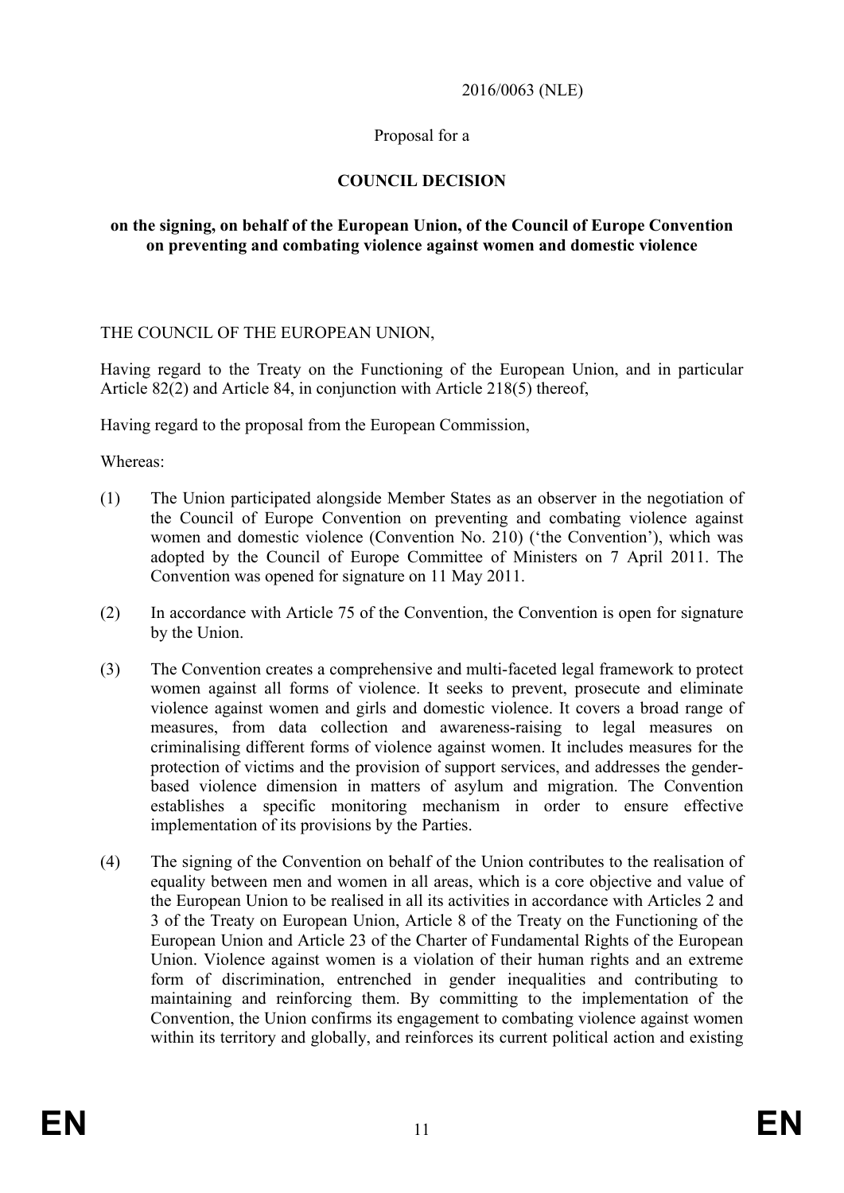2016/0063 (NLE)

Proposal for a

**COUNCIL DECISION**

**on the signing, on behalf of the European Union, of the Council of Europe Convention on preventing and combating violence against women and domestic violence**

THE COUNCIL OF THE EUROPEAN UNION,

Having regard to the Treaty on the Functioning of the European Union, and in particular Article 82(2) and Article 84, in conjunction with Article 218(5) thereof,

Having regard to the proposal from the European Commission,

Whereas:

(1) The Union participated alongside Member States as an observer in the negotiation of the Council of Europe Convention on preventing and combating violence against women and domestic violence (Convention No. 210) ('the Convention'), which was adopted by the Council of Europe Committee of Ministers on 7 April 2011. The Convention was opened for signature on 11 May 2011.

(2) In accordance with Article 75 of the Convention, the Convention is open for signature by the Union.

(3) The Convention creates a comprehensive and multi-faceted legal framework to protect women against all forms of violence. It seeks to prevent, prosecute and eliminate violence against women and girls and domestic violence. It covers a broad range of measures, from data collection and awareness-raising to legal measures on criminalising different forms of violence against women. It includes measures for the protection of victims and the provision of support services, and addresses the gender-based violence dimension in matters of asylum and migration. The Convention establishes a specific monitoring mechanism in order to ensure effective implementation of its provisions by the Parties.

(4) The signing of the Convention on behalf of the Union contributes to the realisation of equality between men and women in all areas, which is a core objective and value of the European Union to be realised in all its activities in accordance with Articles 2 and 3 of the Treaty on European Union, Article 8 of the Treaty on the Functioning of the European Union and Article 23 of the Charter of Fundamental Rights of the European Union. Violence against women is a violation of their human rights and an extreme form of discrimination, entrenched in gender inequalities and contributing to maintaining and reinforcing them. By committing to the implementation of the Convention, the Union confirms its engagement to combating violence against women within its territory and globally, and reinforces its current political action and existing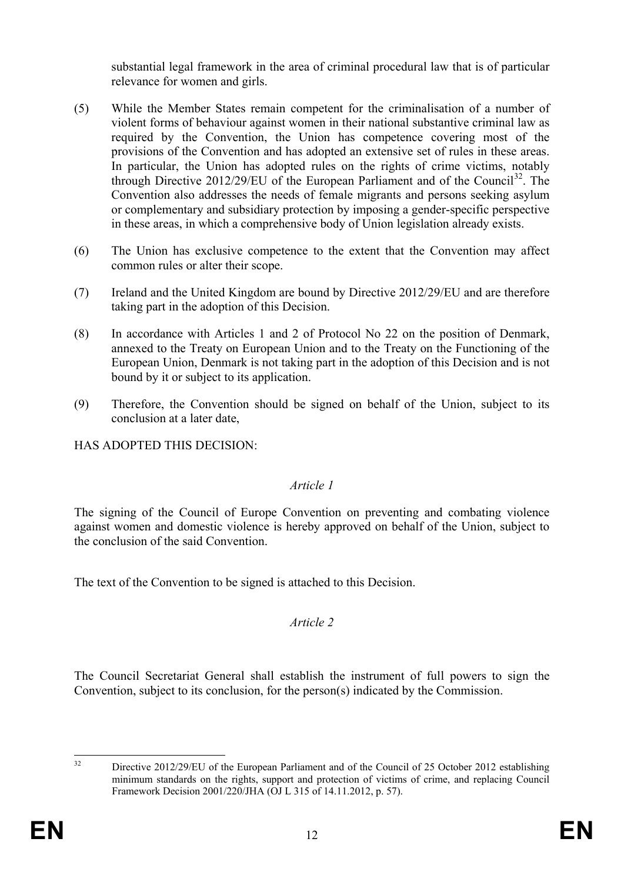substantial legal framework in the area of criminal procedural law that is of particular relevance for women and girls.

(5) While the Member States remain competent for the criminalisation of a number of violent forms of behaviour against women in their national substantive criminal law as required by the Convention, the Union has competence covering most of the provisions of the Convention and has adopted an extensive set of rules in these areas. In particular, the Union has adopted rules on the rights of crime victims, notably through Directive 2012/29/EU of the European Parliament and of the Council[32]. The Convention also addresses the needs of female migrants and persons seeking asylum or complementary and subsidiary protection by imposing a gender-specific perspective in these areas, in which a comprehensive body of Union legislation already exists.

(6) The Union has exclusive competence to the extent that the Convention may affect common rules or alter their scope.

(7) Ireland and the United Kingdom are bound by Directive 2012/29/EU and are therefore taking part in the adoption of this Decision.

(8) In accordance with Articles 1 and 2 of Protocol No 22 on the position of Denmark, annexed to the Treaty on European Union and to the Treaty on the Functioning of the European Union, Denmark is not taking part in the adoption of this Decision and is not bound by it or subject to its application.

(9) Therefore, the Convention should be signed on behalf of the Union, subject to its conclusion at a later date,

HAS ADOPTED THIS DECISION:

*Article 1*

The signing of the Council of Europe Convention on preventing and combating violence against women and domestic violence is hereby approved on behalf of the Union, subject to the conclusion of the said Convention.

The text of the Convention to be signed is attached to this Decision.

*Article 2*

The Council Secretariat General shall establish the instrument of full powers to sign the Convention, subject to its conclusion, for the person(s) indicated by the Commission.

---

[32] Directive 2012/29/EU of the European Parliament and of the Council of 25 October 2012 establishing minimum standards on the rights, support and protection of victims of crime, and replacing Council Framework Decision 2001/220/JHA (OJ L 315 of 14.11.2012, p. 57).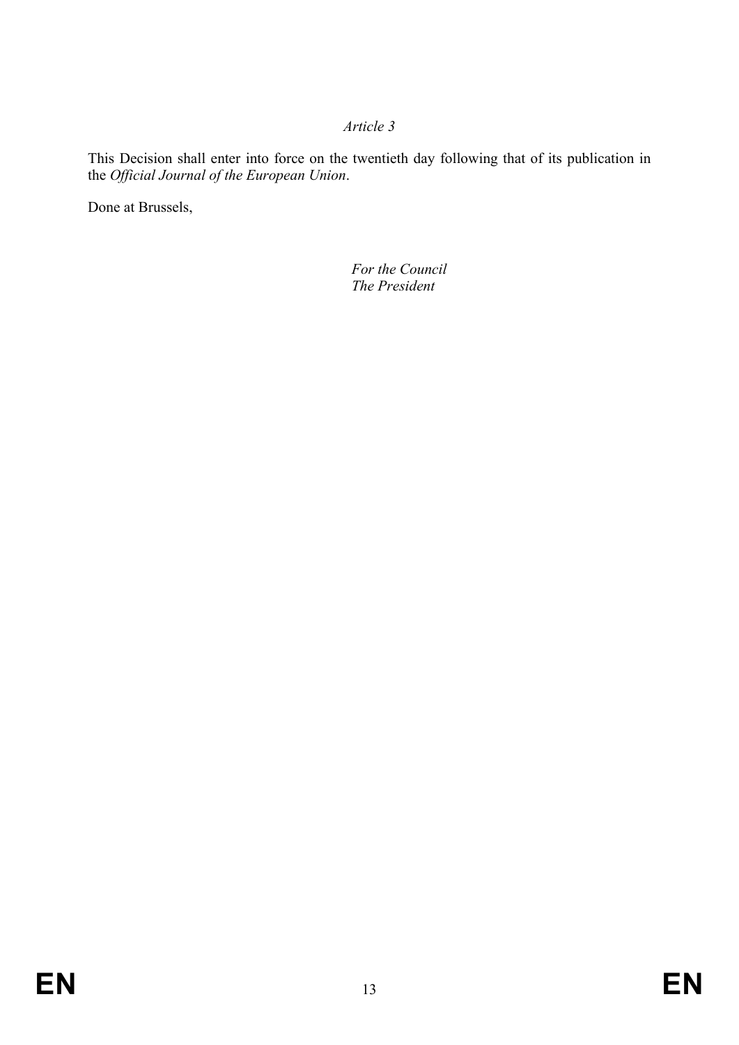*Article 3*

This Decision shall enter into force on the twentieth day following that of its publication in the *Official Journal of the European Union*.

Done at Brussels,

*For the Council*
*The President*